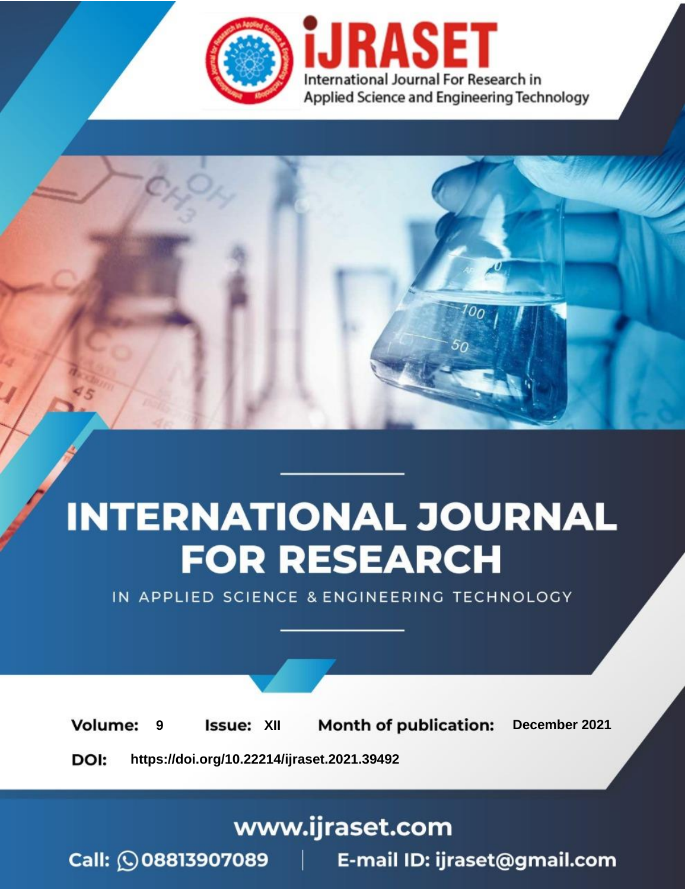International Journal For Research in Applied Science and Engineering Technology

# INTERNATIONAL JOURNAL FOR RESEARCH

IN APPLIED SCIENCE & ENGINEERING TECHNOLOGY

**Volume:** 9 **Issue:** XII **Month of publication:** December 2021

**DOI:** https://doi.org/10.22214/ijraset.2021.39492

www.ijraset.com

Call: 08813907089 | E-mail ID: ijraset@gmail.com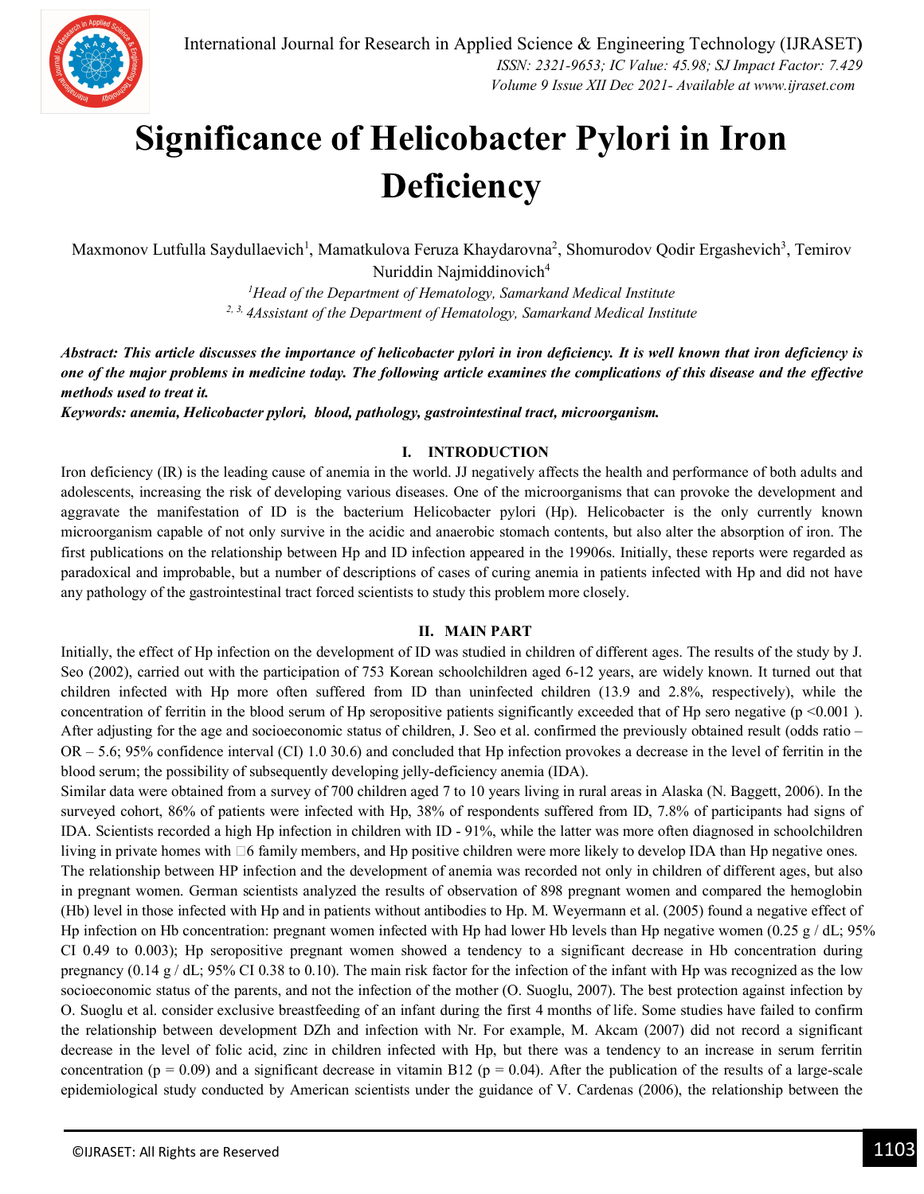# Significance of Helicobacter Pylori in Iron Deficiency

Maxmonov Lutfulla Saydullaevich[1], Mamatkulova Feruza Khaydarovna[2], Shomurodov Qodir Ergashevich[3], Temirov Nuriddin Najmiddinovich[4]

[1]*Head of the Department of Hematology, Samarkand Medical Institute*

[2, 3, 4]*Assistant of the Department of Hematology, Samarkand Medical Institute*

***Abstract:** This article discusses the importance of helicobacter pylori in iron deficiency. It is well known that iron deficiency is one of the major problems in medicine today. The following article examines the complications of this disease and the effective methods used to treat it.*

***Keywords:** anemia, Helicobacter pylori, blood, pathology, gastrointestinal tract, microorganism.*

## I. INTRODUCTION

Iron deficiency (IR) is the leading cause of anemia in the world. JJ negatively affects the health and performance of both adults and adolescents, increasing the risk of developing various diseases. One of the microorganisms that can provoke the development and aggravate the manifestation of ID is the bacterium Helicobacter pylori (Hp). Helicobacter is the only currently known microorganism capable of not only survive in the acidic and anaerobic stomach contents, but also alter the absorption of iron. The first publications on the relationship between Hp and ID infection appeared in the 19906s. Initially, these reports were regarded as paradoxical and improbable, but a number of descriptions of cases of curing anemia in patients infected with Hp and did not have any pathology of the gastrointestinal tract forced scientists to study this problem more closely.

## II. MAIN PART

Initially, the effect of Hp infection on the development of ID was studied in children of different ages. The results of the study by J. Seo (2002), carried out with the participation of 753 Korean schoolchildren aged 6-12 years, are widely known. It turned out that children infected with Hp more often suffered from ID than uninfected children (13.9 and 2.8%, respectively), while the concentration of ferritin in the blood serum of Hp seropositive patients significantly exceeded that of Hp sero negative ($p < 0.001$ ). After adjusting for the age and socioeconomic status of children, J. Seo et al. confirmed the previously obtained result (odds ratio – OR – 5.6; 95% confidence interval (CI) 1.0 30.6) and concluded that Hp infection provokes a decrease in the level of ferritin in the blood serum; the possibility of subsequently developing jelly-deficiency anemia (IDA).

Similar data were obtained from a survey of 700 children aged 7 to 10 years living in rural areas in Alaska (N. Baggett, 2006). In the surveyed cohort, 86% of patients were infected with Hp, 38% of respondents suffered from ID, 7.8% of participants had signs of IDA. Scientists recorded a high Hp infection in children with ID - 91%, while the latter was more often diagnosed in schoolchildren living in private homes with 6 family members, and Hp positive children were more likely to develop IDA than Hp negative ones.

The relationship between HP infection and the development of anemia was recorded not only in children of different ages, but also in pregnant women. German scientists analyzed the results of observation of 898 pregnant women and compared the hemoglobin (Hb) level in those infected with Hp and in patients without antibodies to Hp. M. Weyermann et al. (2005) found a negative effect of Hp infection on Hb concentration: pregnant women infected with Hp had lower Hb levels than Hp negative women (0.25 g / dL; 95% CI 0.49 to 0.003); Hp seropositive pregnant women showed a tendency to a significant decrease in Hb concentration during pregnancy (0.14 g / dL; 95% CI 0.38 to 0.10). The main risk factor for the infection of the infant with Hp was recognized as the low socioeconomic status of the parents, and not the infection of the mother (O. Suoglu, 2007). The best protection against infection by O. Suoglu et al. consider exclusive breastfeeding of an infant during the first 4 months of life. Some studies have failed to confirm the relationship between development DZh and infection with Nr. For example, M. Akcam (2007) did not record a significant decrease in the level of folic acid, zinc in children infected with Hp, but there was a tendency to an increase in serum ferritin concentration ($p = 0.09$) and a significant decrease in vitamin B12 ($p = 0.04$). After the publication of the results of a large-scale epidemiological study conducted by American scientists under the guidance of V. Cardenas (2006), the relationship between the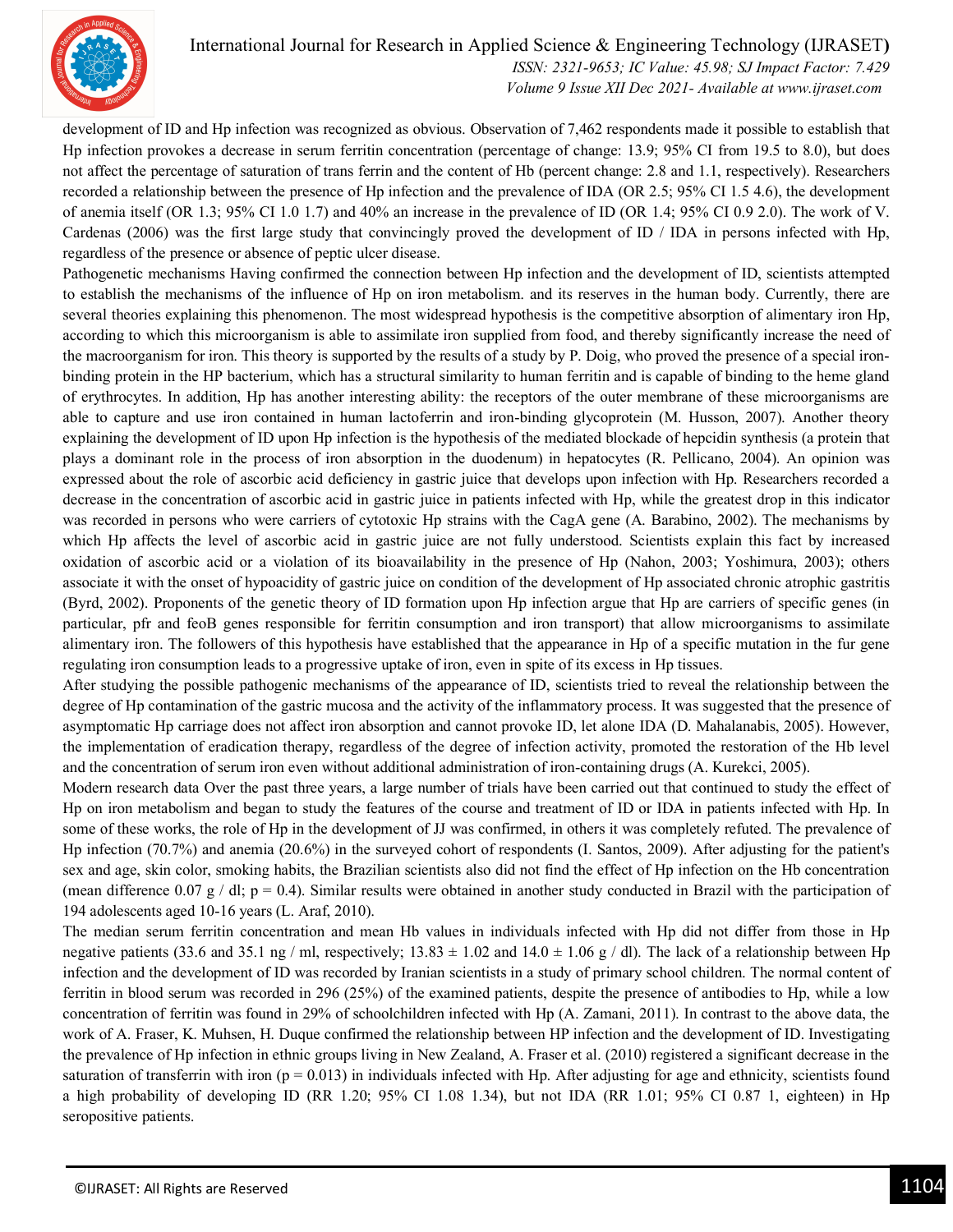development of ID and Hp infection was recognized as obvious. Observation of 7,462 respondents made it possible to establish that Hp infection provokes a decrease in serum ferritin concentration (percentage of change: 13.9; 95% CI from 19.5 to 8.0), but does not affect the percentage of saturation of trans ferrin and the content of Hb (percent change: 2.8 and 1.1, respectively). Researchers recorded a relationship between the presence of Hp infection and the prevalence of IDA (OR 2.5; 95% CI 1.5 4.6), the development of anemia itself (OR 1.3; 95% CI 1.0 1.7) and 40% an increase in the prevalence of ID (OR 1.4; 95% CI 0.9 2.0). The work of V. Cardenas (2006) was the first large study that convincingly proved the development of ID / IDA in persons infected with Hp, regardless of the presence or absence of peptic ulcer disease.

Pathogenetic mechanisms Having confirmed the connection between Hp infection and the development of ID, scientists attempted to establish the mechanisms of the influence of Hp on iron metabolism. and its reserves in the human body. Currently, there are several theories explaining this phenomenon. The most widespread hypothesis is the competitive absorption of alimentary iron Hp, according to which this microorganism is able to assimilate iron supplied from food, and thereby significantly increase the need of the macroorganism for iron. This theory is supported by the results of a study by P. Doig, who proved the presence of a special iron-binding protein in the HP bacterium, which has a structural similarity to human ferritin and is capable of binding to the heme gland of erythrocytes. In addition, Hp has another interesting ability: the receptors of the outer membrane of these microorganisms are able to capture and use iron contained in human lactoferrin and iron-binding glycoprotein (M. Husson, 2007). Another theory explaining the development of ID upon Hp infection is the hypothesis of the mediated blockade of hepcidin synthesis (a protein that plays a dominant role in the process of iron absorption in the duodenum) in hepatocytes (R. Pellicano, 2004). An opinion was expressed about the role of ascorbic acid deficiency in gastric juice that develops upon infection with Hp. Researchers recorded a decrease in the concentration of ascorbic acid in gastric juice in patients infected with Hp, while the greatest drop in this indicator was recorded in persons who were carriers of cytotoxic Hp strains with the CagA gene (A. Barabino, 2002). The mechanisms by which Hp affects the level of ascorbic acid in gastric juice are not fully understood. Scientists explain this fact by increased oxidation of ascorbic acid or a violation of its bioavailability in the presence of Hp (Nahon, 2003; Yoshimura, 2003); others associate it with the onset of hypoacidity of gastric juice on condition of the development of Hp associated chronic atrophic gastritis (Byrd, 2002). Proponents of the genetic theory of ID formation upon Hp infection argue that Hp are carriers of specific genes (in particular, pfr and feoB genes responsible for ferritin consumption and iron transport) that allow microorganisms to assimilate alimentary iron. The followers of this hypothesis have established that the appearance in Hp of a specific mutation in the fur gene regulating iron consumption leads to a progressive uptake of iron, even in spite of its excess in Hp tissues.

After studying the possible pathogenic mechanisms of the appearance of ID, scientists tried to reveal the relationship between the degree of Hp contamination of the gastric mucosa and the activity of the inflammatory process. It was suggested that the presence of asymptomatic Hp carriage does not affect iron absorption and cannot provoke ID, let alone IDA (D. Mahalanabis, 2005). However, the implementation of eradication therapy, regardless of the degree of infection activity, promoted the restoration of the Hb level and the concentration of serum iron even without additional administration of iron-containing drugs (A. Kurekci, 2005).

Modern research data Over the past three years, a large number of trials have been carried out that continued to study the effect of Hp on iron metabolism and began to study the features of the course and treatment of ID or IDA in patients infected with Hp. In some of these works, the role of Hp in the development of JJ was confirmed, in others it was completely refuted. The prevalence of Hp infection (70.7%) and anemia (20.6%) in the surveyed cohort of respondents (I. Santos, 2009). After adjusting for the patient's sex and age, skin color, smoking habits, the Brazilian scientists also did not find the effect of Hp infection on the Hb concentration (mean difference 0.07 g / dl; p = 0.4). Similar results were obtained in another study conducted in Brazil with the participation of 194 adolescents aged 10-16 years (L. Araf, 2010).

The median serum ferritin concentration and mean Hb values in individuals infected with Hp did not differ from those in Hp negative patients (33.6 and 35.1 ng / ml, respectively; 13.83 ± 1.02 and 14.0 ± 1.06 g / dl). The lack of a relationship between Hp infection and the development of ID was recorded by Iranian scientists in a study of primary school children. The normal content of ferritin in blood serum was recorded in 296 (25%) of the examined patients, despite the presence of antibodies to Hp, while a low concentration of ferritin was found in 29% of schoolchildren infected with Hp (A. Zamani, 2011). In contrast to the above data, the work of A. Fraser, K. Muhsen, H. Duque confirmed the relationship between HP infection and the development of ID. Investigating the prevalence of Hp infection in ethnic groups living in New Zealand, A. Fraser et al. (2010) registered a significant decrease in the saturation of transferrin with iron (p = 0.013) in individuals infected with Hp. After adjusting for age and ethnicity, scientists found a high probability of developing ID (RR 1.20; 95% CI 1.08 1.34), but not IDA (RR 1.01; 95% CI 0.87 1, eighteen) in Hp seropositive patients.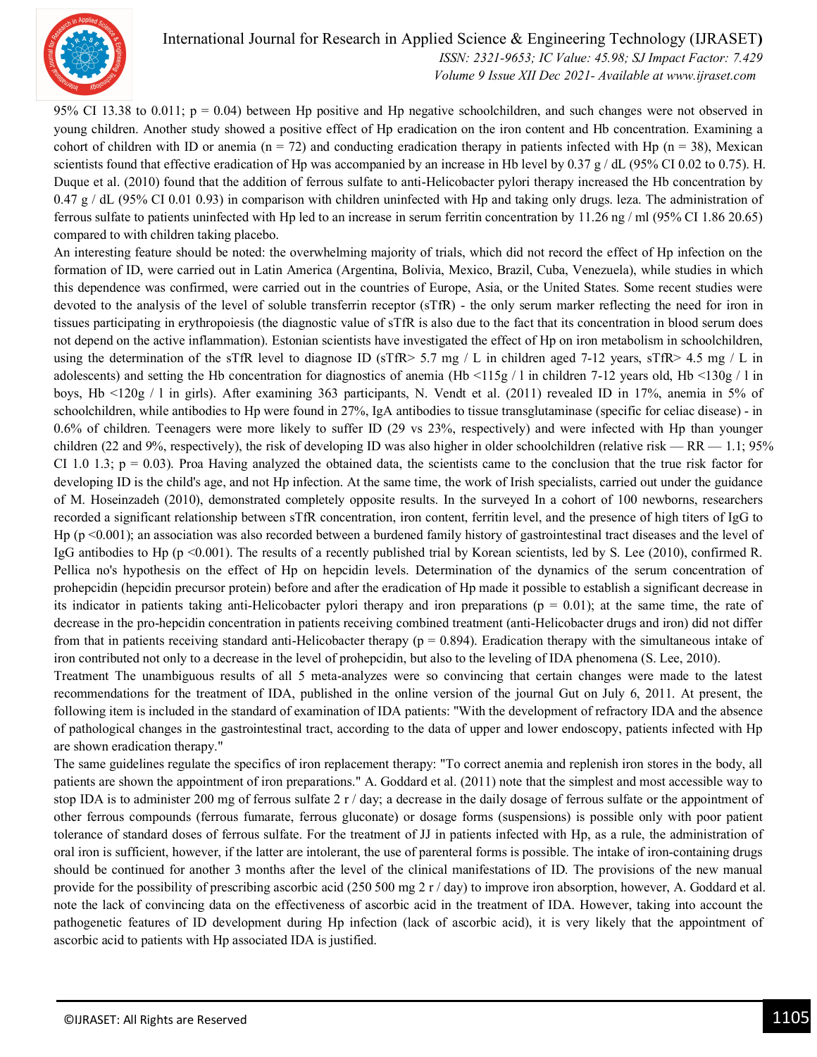95% CI 13.38 to 0.011; p = 0.04) between Hp positive and Hp negative schoolchildren, and such changes were not observed in young children. Another study showed a positive effect of Hp eradication on the iron content and Hb concentration. Examining a cohort of children with ID or anemia (n = 72) and conducting eradication therapy in patients infected with Hp (n = 38), Mexican scientists found that effective eradication of Hp was accompanied by an increase in Hb level by 0.37 g / dL (95% CI 0.02 to 0.75). H. Duque et al. (2010) found that the addition of ferrous sulfate to anti-Helicobacter pylori therapy increased the Hb concentration by 0.47 g / dL (95% CI 0.01 0.93) in comparison with children uninfected with Hp and taking only drugs. leza. The administration of ferrous sulfate to patients uninfected with Hp led to an increase in serum ferritin concentration by 11.26 ng / ml (95% CI 1.86 20.65) compared to with children taking placebo.

An interesting feature should be noted: the overwhelming majority of trials, which did not record the effect of Hp infection on the formation of ID, were carried out in Latin America (Argentina, Bolivia, Mexico, Brazil, Cuba, Venezuela), while studies in which this dependence was confirmed, were carried out in the countries of Europe, Asia, or the United States. Some recent studies were devoted to the analysis of the level of soluble transferrin receptor (sTfR) - the only serum marker reflecting the need for iron in tissues participating in erythropoiesis (the diagnostic value of sTfR is also due to the fact that its concentration in blood serum does not depend on the active inflammation). Estonian scientists have investigated the effect of Hp on iron metabolism in schoolchildren, using the determination of the sTfR level to diagnose ID (sTfR> 5.7 mg / L in children aged 7-12 years, sTfR> 4.5 mg / L in adolescents) and setting the Hb concentration for diagnostics of anemia (Hb <115g / l in children 7-12 years old, Hb <130g / l in boys, Hb <120g / l in girls). After examining 363 participants, N. Vendt et al. (2011) revealed ID in 17%, anemia in 5% of schoolchildren, while antibodies to Hp were found in 27%, IgA antibodies to tissue transglutaminase (specific for celiac disease) - in 0.6% of children. Teenagers were more likely to suffer ID (29 vs 23%, respectively) and were infected with Hp than younger children (22 and 9%, respectively), the risk of developing ID was also higher in older schoolchildren (relative risk — RR — 1.1; 95% CI 1.0 1.3; p = 0.03). Proa Having analyzed the obtained data, the scientists came to the conclusion that the true risk factor for developing ID is the child's age, and not Hp infection. At the same time, the work of Irish specialists, carried out under the guidance of M. Hoseinzadeh (2010), demonstrated completely opposite results. In the surveyed In a cohort of 100 newborns, researchers recorded a significant relationship between sTfR concentration, iron content, ferritin level, and the presence of high titers of IgG to Hp (p <0.001); an association was also recorded between a burdened family history of gastrointestinal tract diseases and the level of IgG antibodies to Hp (p <0.001). The results of a recently published trial by Korean scientists, led by S. Lee (2010), confirmed R. Pellica no's hypothesis on the effect of Hp on hepcidin levels. Determination of the dynamics of the serum concentration of prohepcidin (hepcidin precursor protein) before and after the eradication of Hp made it possible to establish a significant decrease in its indicator in patients taking anti-Helicobacter pylori therapy and iron preparations (p = 0.01); at the same time, the rate of decrease in the pro-hepcidin concentration in patients receiving combined treatment (anti-Helicobacter drugs and iron) did not differ from that in patients receiving standard anti-Helicobacter therapy (p = 0.894). Eradication therapy with the simultaneous intake of iron contributed not only to a decrease in the level of prohepcidin, but also to the leveling of IDA phenomena (S. Lee, 2010).

Treatment The unambiguous results of all 5 meta-analyzes were so convincing that certain changes were made to the latest recommendations for the treatment of IDA, published in the online version of the journal Gut on July 6, 2011. At present, the following item is included in the standard of examination of IDA patients: "With the development of refractory IDA and the absence of pathological changes in the gastrointestinal tract, according to the data of upper and lower endoscopy, patients infected with Hp are shown eradication therapy."

The same guidelines regulate the specifics of iron replacement therapy: "To correct anemia and replenish iron stores in the body, all patients are shown the appointment of iron preparations." A. Goddard et al. (2011) note that the simplest and most accessible way to stop IDA is to administer 200 mg of ferrous sulfate 2 r / day; a decrease in the daily dosage of ferrous sulfate or the appointment of other ferrous compounds (ferrous fumarate, ferrous gluconate) or dosage forms (suspensions) is possible only with poor patient tolerance of standard doses of ferrous sulfate. For the treatment of JJ in patients infected with Hp, as a rule, the administration of oral iron is sufficient, however, if the latter are intolerant, the use of parenteral forms is possible. The intake of iron-containing drugs should be continued for another 3 months after the level of the clinical manifestations of ID. The provisions of the new manual provide for the possibility of prescribing ascorbic acid (250 500 mg 2 r / day) to improve iron absorption, however, A. Goddard et al. note the lack of convincing data on the effectiveness of ascorbic acid in the treatment of IDA. However, taking into account the pathogenetic features of ID development during Hp infection (lack of ascorbic acid), it is very likely that the appointment of ascorbic acid to patients with Hp associated IDA is justified.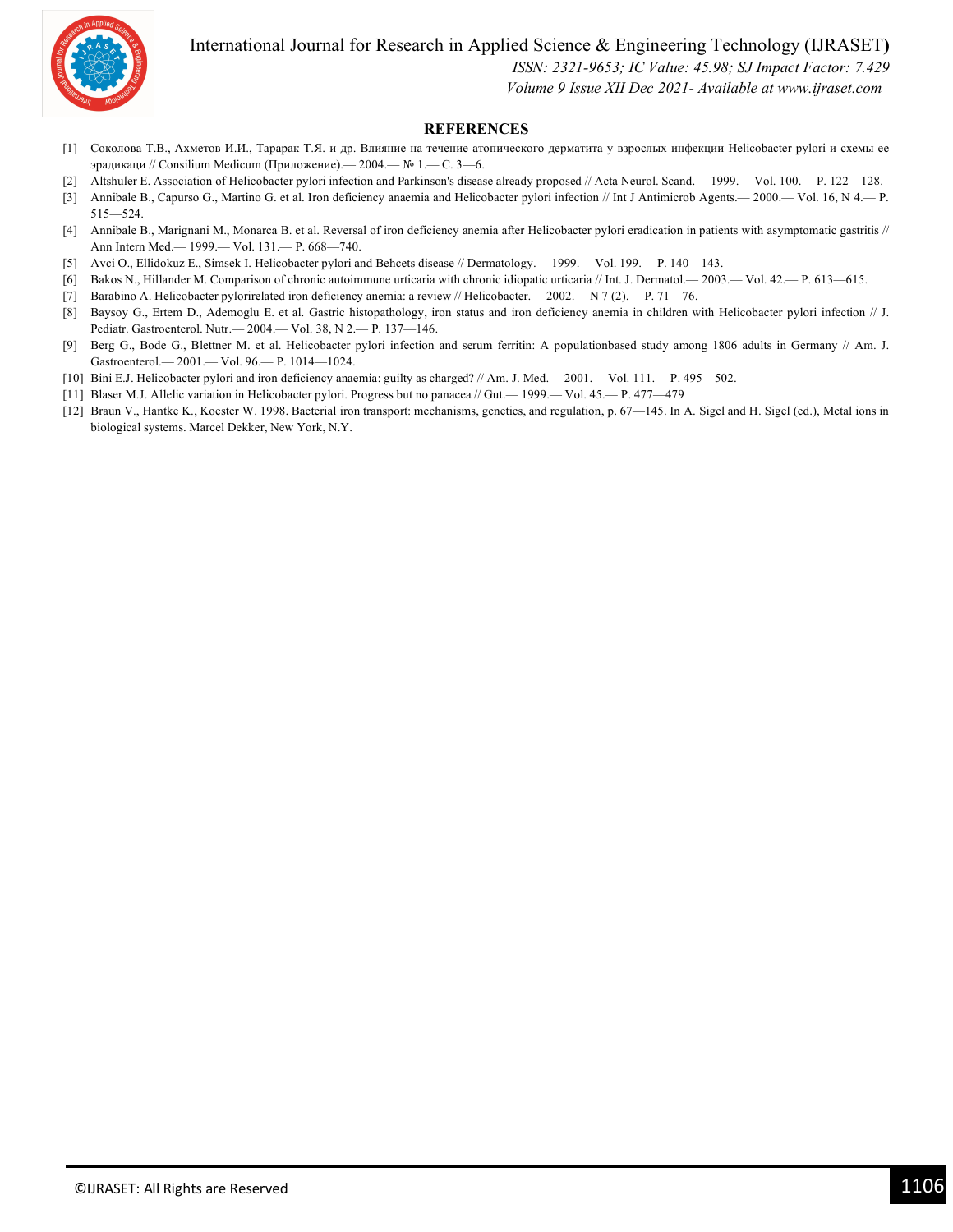## REFERENCES

[1] Соколова Т.В., Ахметов И.И., Тарарак Т.Я. и др. Влияние на течение атопического дерматита у взрослых инфекции Helicobacter pylori и схемы ее эрадикаци // Consilium Medicum (Приложение).— 2004.— № 1.— С. 3—6.

[2] Altshuler E. Association of Helicobacter pylori infection and Parkinson's disease already proposed // Acta Neurol. Scand.— 1999.— Vol. 100.— P. 122—128.

[3] Annibale B., Capurso G., Martino G. et al. Iron deficiency anaemia and Helicobacter pylori infection // Int J Antimicrob Agents.— 2000.— Vol. 16, N 4.— P. 515—524.

[4] Annibale B., Marignani M., Monarca B. et al. Reversal of iron deficiency anemia after Helicobacter pylori eradication in patients with asymptomatic gastritis // Ann Intern Med.— 1999.— Vol. 131.— P. 668—740.

[5] Avci O., Ellidokuz E., Simsek I. Helicobacter pylori and Behcets disease // Dermatology.— 1999.— Vol. 199.— P. 140—143.

[6] Bakos N., Hillander M. Comparison of chronic autoimmune urticaria with chronic idiopatic urticaria // Int. J. Dermatol.— 2003.— Vol. 42.— P. 613—615.

[7] Barabino A. Helicobacter pylorirelated iron deficiency anemia: a review // Helicobacter.— 2002.— N 7 (2).— P. 71—76.

[8] Baysoy G., Ertem D., Ademoglu E. et al. Gastric histopathology, iron status and iron deficiency anemia in children with Helicobacter pylori infection // J. Pediatr. Gastroenterol. Nutr.— 2004.— Vol. 38, N 2.— P. 137—146.

[9] Berg G., Bode G., Blettner M. et al. Helicobacter pylori infection and serum ferritin: A populationbased study among 1806 adults in Germany // Am. J. Gastroenterol.— 2001.— Vol. 96.— P. 1014—1024.

[10] Bini E.J. Helicobacter pylori and iron deficiency anaemia: guilty as charged? // Am. J. Med.— 2001.— Vol. 111.— P. 495—502.

[11] Blaser M.J. Allelic variation in Helicobacter pylori. Progress but no panacea // Gut.— 1999.— Vol. 45.— P. 477—479

[12] Braun V., Hantke K., Koester W. 1998. Bacterial iron transport: mechanisms, genetics, and regulation, p. 67—145. In A. Sigel and H. Sigel (ed.), Metal ions in biological systems. Marcel Dekker, New York, N.Y.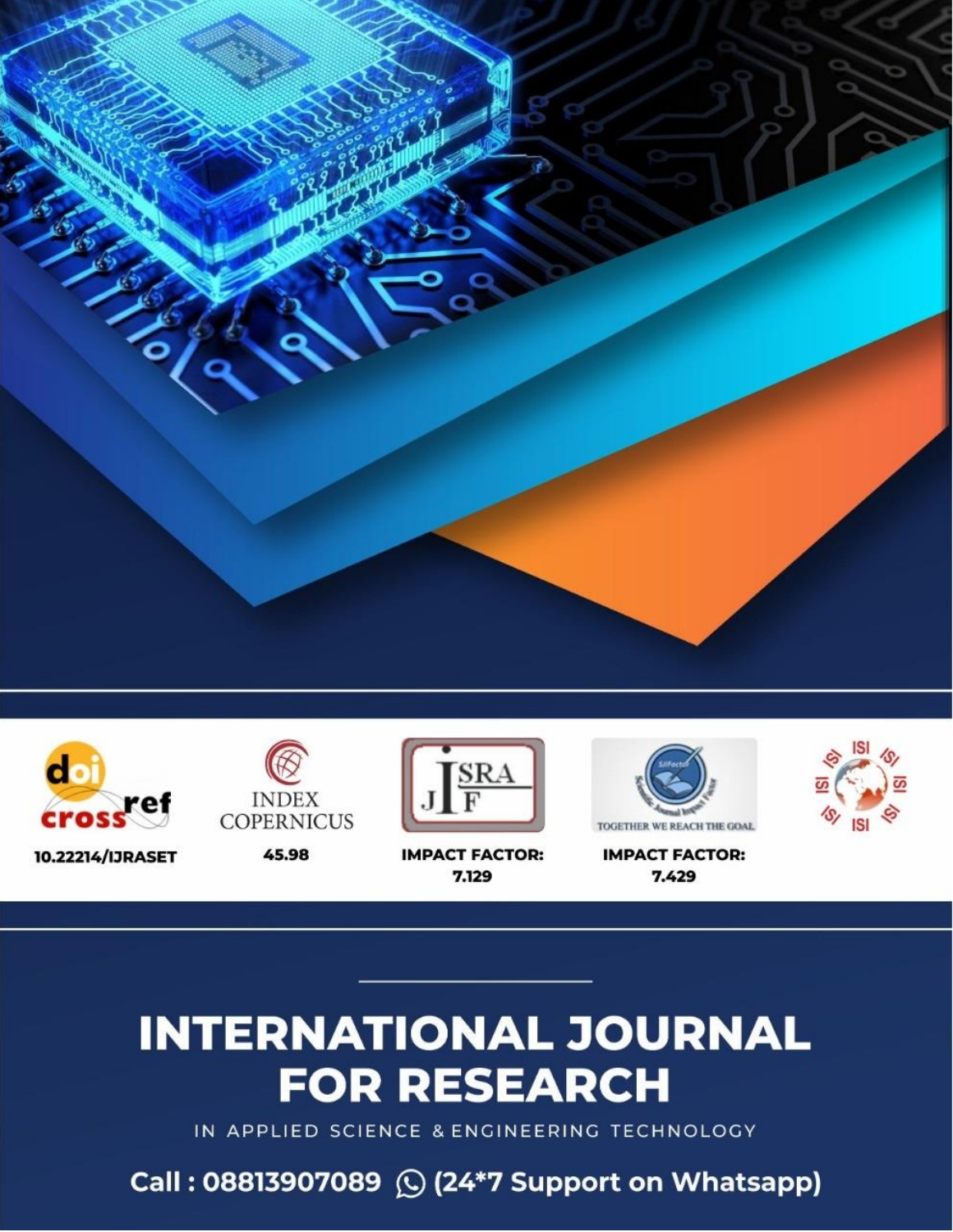10.22214/IJRASET

INDEX COPERNICUS

45.98

ISRA JIF

IMPACT FACTOR: 7.129

TOGETHER WE REACH THE GOAL

IMPACT FACTOR: 7.429

# INTERNATIONAL JOURNAL FOR RESEARCH

IN APPLIED SCIENCE & ENGINEERING TECHNOLOGY

Call : 08813907089 (24*7 Support on Whatsapp)